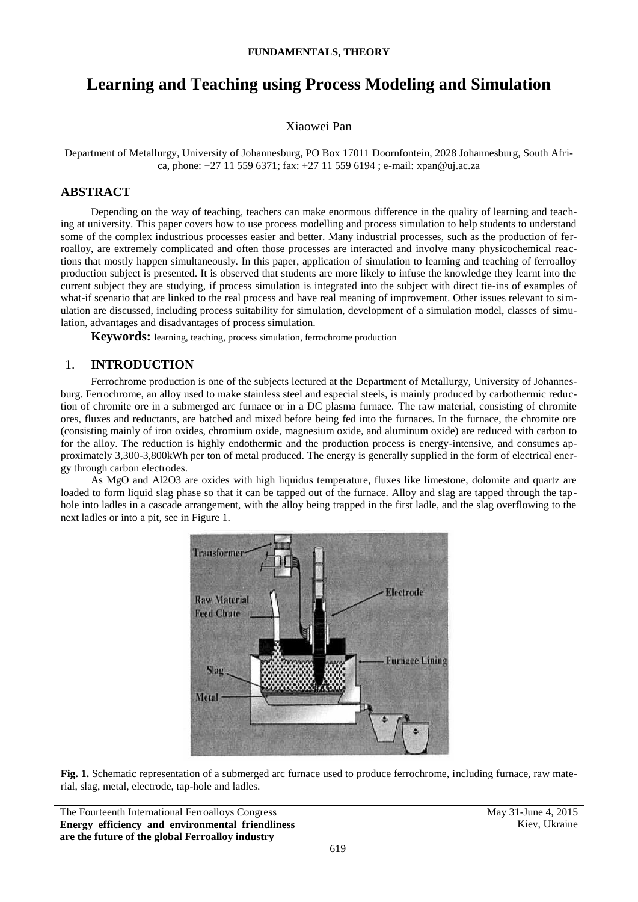# Learning and Teaching using Process Modeling and Simulation

Xiaowei Pan

Department of Metallurgy, University of Johannesburg, PO Box 17011 Doornfontein, 2028 Johannesburg, South Africa, phone: +27 11 559 6371; fax: +27 11 559 6194 ; e-mail: xpan@uj.ac.za

## ABSTRACT

Depending on the way of teaching, teachers can make enormous difference in the quality of learning and teaching at university. This paper covers how to use process modelling and process simulation to help students to understand some of the complex industrious processes easier and better. Many industrial processes, such as the production of ferroalloy, are extremely complicated and often those processes are interacted and involve many physicochemical reactions that mostly happen simultaneously. In this paper, application of simulation to learning and teaching of ferroalloy production subject is presented. It is observed that students are more likely to infuse the knowledge they learnt into the current subject they are studying, if process simulation is integrated into the subject with direct tie-ins of examples of what-if scenario that are linked to the real process and have real meaning of improvement. Other issues relevant to simulation are discussed, including process suitability for simulation, development of a simulation model, classes of simulation, advantages and disadvantages of process simulation.

**Keywords:** learning, teaching, process simulation, ferrochrome production

## 1. INTRODUCTION

Ferrochrome production is one of the subjects lectured at the Department of Metallurgy, University of Johannesburg. Ferrochrome, an alloy used to make stainless steel and especial steels, is mainly produced by carbothermic reduction of chromite ore in a submerged arc furnace or in a DC plasma furnace. The raw material, consisting of chromite ores, fluxes and reductants, are batched and mixed before being fed into the furnaces. In the furnace, the chromite ore (consisting mainly of iron oxides, chromium oxide, magnesium oxide, and aluminum oxide) are reduced with carbon to for the alloy. The reduction is highly endothermic and the production process is energy-intensive, and consumes approximately 3,300-3,800kWh per ton of metal produced. The energy is generally supplied in the form of electrical energy through carbon electrodes.

As MgO and Al2O3 are oxides with high liquidus temperature, fluxes like limestone, dolomite and quartz are loaded to form liquid slag phase so that it can be tapped out of the furnace. Alloy and slag are tapped through the tap-hole into ladles in a cascade arrangement, with the alloy being trapped in the first ladle, and the slag overflowing to the next ladles or into a pit, see in Figure 1.

Transformer
Electrode
Raw Material Feed Chute
Furnace Lining
Slag
Metal

**Fig. 1.** Schematic representation of a submerged arc furnace used to produce ferrochrome, including furnace, raw material, slag, metal, electrode, tap-hole and ladles.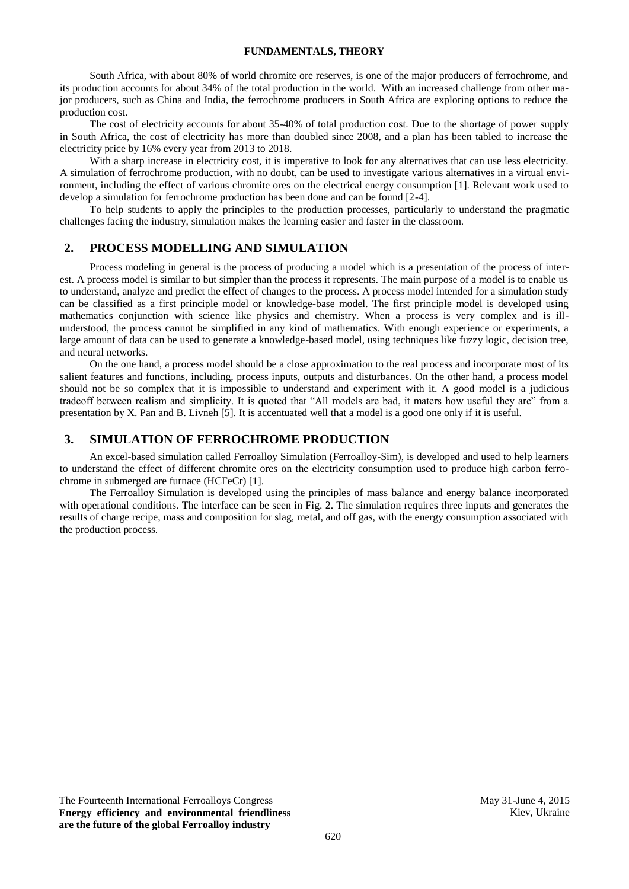South Africa, with about 80% of world chromite ore reserves, is one of the major producers of ferrochrome, and its production accounts for about 34% of the total production in the world. With an increased challenge from other major producers, such as China and India, the ferrochrome producers in South Africa are exploring options to reduce the production cost.

The cost of electricity accounts for about 35-40% of total production cost. Due to the shortage of power supply in South Africa, the cost of electricity has more than doubled since 2008, and a plan has been tabled to increase the electricity price by 16% every year from 2013 to 2018.

With a sharp increase in electricity cost, it is imperative to look for any alternatives that can use less electricity. A simulation of ferrochrome production, with no doubt, can be used to investigate various alternatives in a virtual environment, including the effect of various chromite ores on the electrical energy consumption [1]. Relevant work used to develop a simulation for ferrochrome production has been done and can be found [2-4].

To help students to apply the principles to the production processes, particularly to understand the pragmatic challenges facing the industry, simulation makes the learning easier and faster in the classroom.

## 2. PROCESS MODELLING AND SIMULATION

Process modeling in general is the process of producing a model which is a presentation of the process of interest. A process model is similar to but simpler than the process it represents. The main purpose of a model is to enable us to understand, analyze and predict the effect of changes to the process. A process model intended for a simulation study can be classified as a first principle model or knowledge-base model. The first principle model is developed using mathematics conjunction with science like physics and chemistry. When a process is very complex and is ill-understood, the process cannot be simplified in any kind of mathematics. With enough experience or experiments, a large amount of data can be used to generate a knowledge-based model, using techniques like fuzzy logic, decision tree, and neural networks.

On the one hand, a process model should be a close approximation to the real process and incorporate most of its salient features and functions, including, process inputs, outputs and disturbances. On the other hand, a process model should not be so complex that it is impossible to understand and experiment with it. A good model is a judicious tradeoff between realism and simplicity. It is quoted that "All models are bad, it maters how useful they are" from a presentation by X. Pan and B. Livneh [5]. It is accentuated well that a model is a good one only if it is useful.

## 3. SIMULATION OF FERROCHROME PRODUCTION

An excel-based simulation called Ferroalloy Simulation (Ferroalloy-Sim), is developed and used to help learners to understand the effect of different chromite ores on the electricity consumption used to produce high carbon ferrochrome in submerged are furnace (HCFeCr) [1].

The Ferroalloy Simulation is developed using the principles of mass balance and energy balance incorporated with operational conditions. The interface can be seen in Fig. 2. The simulation requires three inputs and generates the results of charge recipe, mass and composition for slag, metal, and off gas, with the energy consumption associated with the production process.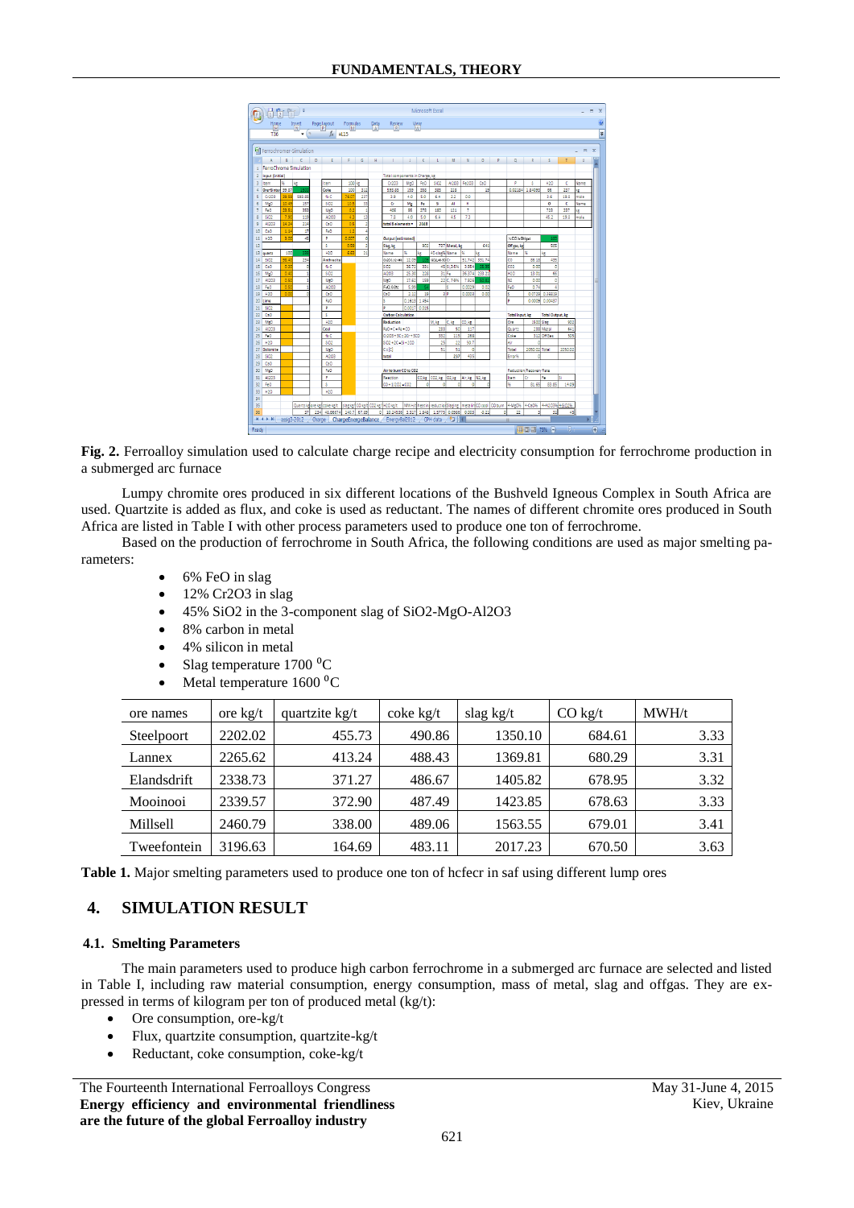**Fig. 2.** Ferroalloy simulation used to calculate charge recipe and electricity consumption for ferrochrome production in a submerged arc furnace

Lumpy chromite ores produced in six different locations of the Bushveld Igneous Complex in South Africa are used. Quartzite is added as flux, and coke is used as reductant. The names of different chromite ores produced in South Africa are listed in Table I with other process parameters used to produce one ton of ferrochrome.

Based on the production of ferrochrome in South Africa, the following conditions are used as major smelting parameters:

- 6% FeO in slag
- 12% $Cr_2O_3$ in slag
- 45% $SiO_2$ in the 3-component slag of $SiO_2$-MgO-$Al_2O_3$
- 8% carbon in metal
- 4% silicon in metal
- Slag temperature 1700 $^0$C
- Metal temperature 1600 $^0$C

| ore names | ore kg/t | quartzite kg/t | coke kg/t | slag kg/t | CO kg/t | MWH/t |
|---|---|---|---|---|---|---|
| Steelpoort | 2202.02 | 455.73 | 490.86 | 1350.10 | 684.61 | 3.33 |
| Lannex | 2265.62 | 413.24 | 488.43 | 1369.81 | 680.29 | 3.31 |
| Elandsdrift | 2338.73 | 371.27 | 486.67 | 1405.82 | 678.95 | 3.32 |
| Mooinooi | 2339.57 | 372.90 | 487.49 | 1423.85 | 678.63 | 3.33 |
| Millsell | 2460.79 | 338.00 | 489.06 | 1563.55 | 679.01 | 3.41 |
| Tweefontein | 3196.63 | 164.69 | 483.11 | 2017.23 | 670.50 | 3.63 |

**Table 1.** Major smelting parameters used to produce one ton of hcfecr in saf using different lump ores

## 4. SIMULATION RESULT

### 4.1. Smelting Parameters

The main parameters used to produce high carbon ferrochrome in a submerged arc furnace are selected and listed in Table I, including raw material consumption, energy consumption, mass of metal, slag and offgas. They are expressed in terms of kilogram per ton of produced metal (kg/t):

- Ore consumption, ore-kg/t
- Flux, quartzite consumption, quartzite-kg/t
- Reductant, coke consumption, coke-kg/t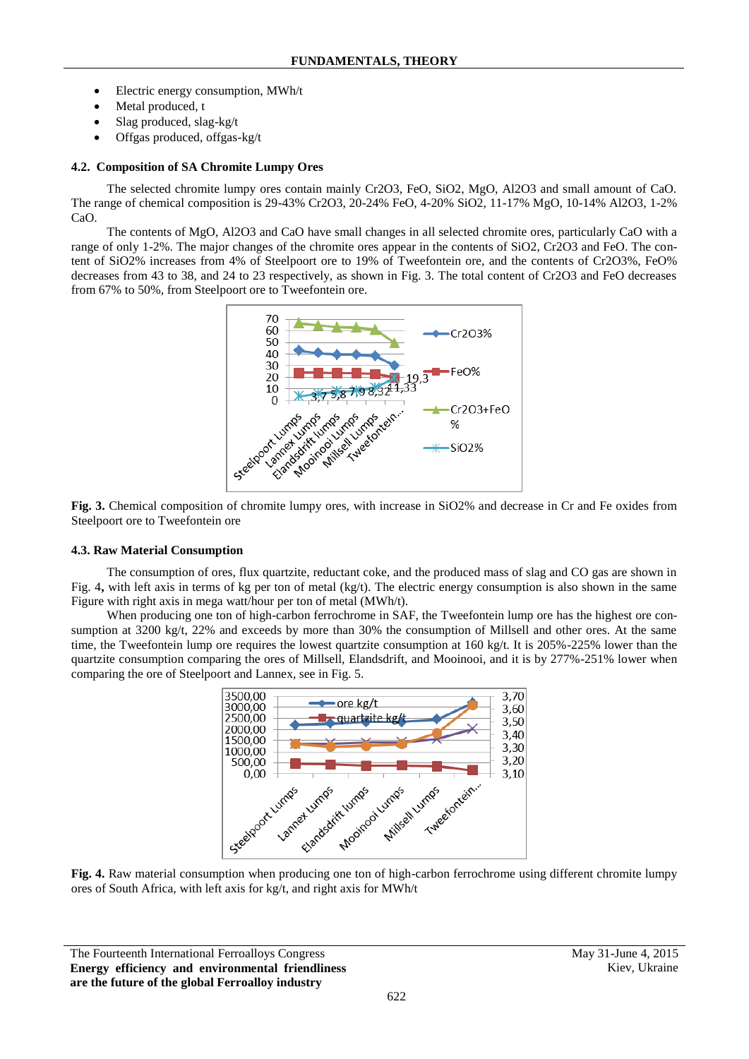- Electric energy consumption, MWh/t
- Metal produced, t
- Slag produced, slag-kg/t
- Offgas produced, offgas-kg/t

### 4.2. Composition of SA Chromite Lumpy Ores

The selected chromite lumpy ores contain mainly $Cr_2O_3$, FeO, $SiO_2$, MgO, $Al_2O_3$ and small amount of CaO. The range of chemical composition is 29-43% $Cr_2O_3$, 20-24% FeO, 4-20% $SiO_2$, 11-17% MgO, 10-14% $Al_2O_3$, 1-2% CaO.

The contents of MgO, $Al_2O_3$ and CaO have small changes in all selected chromite ores, particularly CaO with a range of only 1-2%. The major changes of the chromite ores appear in the contents of $SiO_2$, $Cr_2O_3$ and FeO. The content of $SiO_2$% increases from 4% of Steelpoort ore to 19% of Tweefontein ore, and the contents of $Cr_2O_3$%, FeO% decreases from 43 to 38, and 24 to 23 respectively, as shown in Fig. 3. The total content of $Cr_2O_3$ and FeO decreases from 67% to 50%, from Steelpoort ore to Tweefontein ore.

**Fig. 3.** Chemical composition of chromite lumpy ores, with increase in $SiO_2$% and decrease in Cr and Fe oxides from Steelpoort ore to Tweefontein ore

### 4.3. Raw Material Consumption

The consumption of ores, flux quartzite, reductant coke, and the produced mass of slag and CO gas are shown in Fig. 4**,** with left axis in terms of kg per ton of metal (kg/t). The electric energy consumption is also shown in the same Figure with right axis in mega watt/hour per ton of metal (MWh/t).

When producing one ton of high-carbon ferrochrome in SAF, the Tweefontein lump ore has the highest ore consumption at 3200 kg/t, 22% and exceeds by more than 30% the consumption of Millsell and other ores. At the same time, the Tweefontein lump ore requires the lowest quartzite consumption at 160 kg/t. It is 205%-225% lower than the quartzite consumption comparing the ores of Millsell, Elandsdrift, and Mooinooi, and it is by 277%-251% lower when comparing the ore of Steelpoort and Lannex, see in Fig. 5.

**Fig. 4.** Raw material consumption when producing one ton of high-carbon ferrochrome using different chromite lumpy ores of South Africa, with left axis for kg/t, and right axis for MWh/t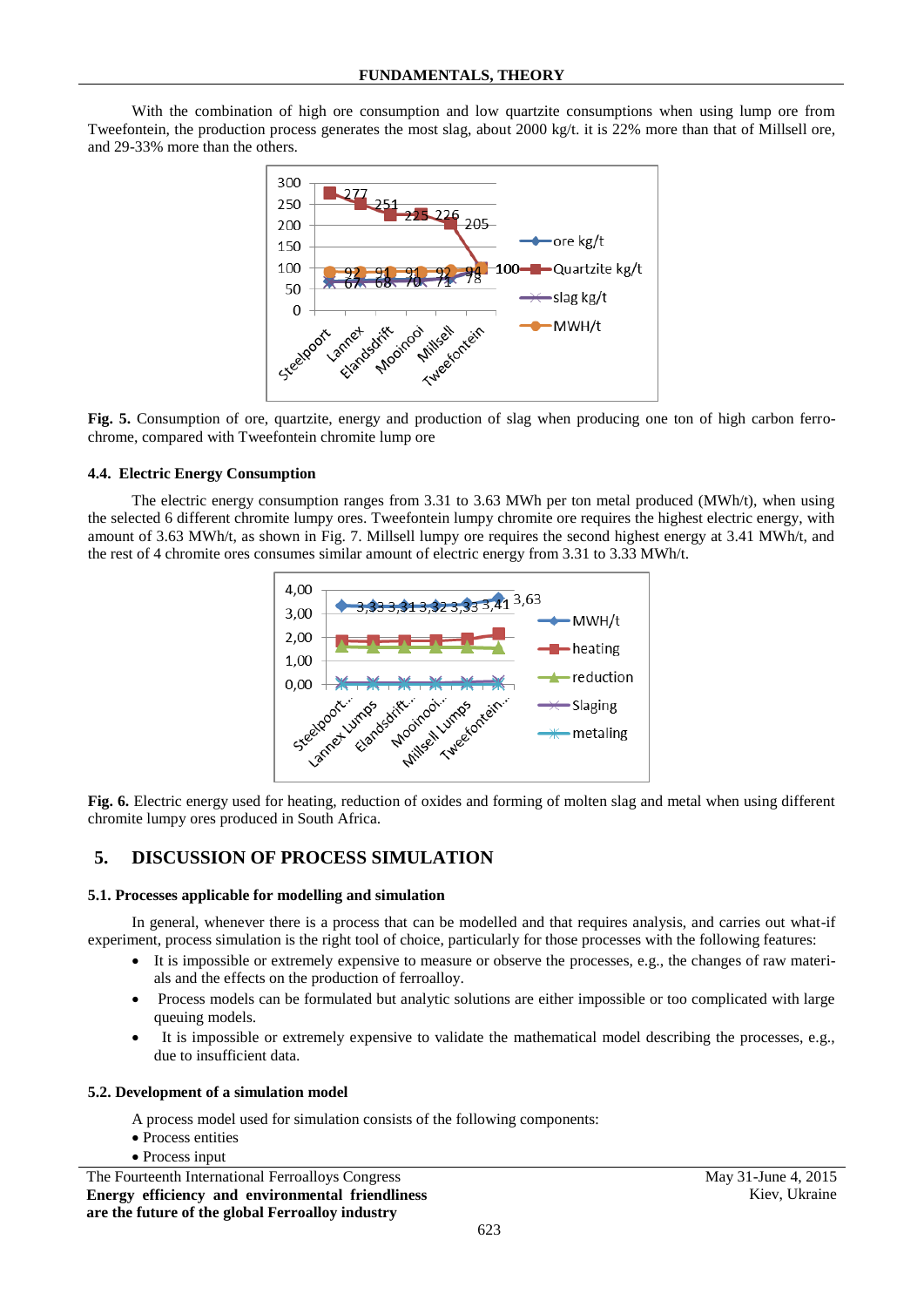With the combination of high ore consumption and low quartzite consumptions when using lump ore from Tweefontein, the production process generates the most slag, about 2000 kg/t. it is 22% more than that of Millsell ore, and 29-33% more than the others.

**Fig. 5.** Consumption of ore, quartzite, energy and production of slag when producing one ton of high carbon ferro-chrome, compared with Tweefontein chromite lump ore

### 4.4. Electric Energy Consumption

The electric energy consumption ranges from 3.31 to 3.63 MWh per ton metal produced (MWh/t), when using the selected 6 different chromite lumpy ores. Tweefontein lumpy chromite ore requires the highest electric energy, with amount of 3.63 MWh/t, as shown in Fig. 7. Millsell lumpy ore requires the second highest energy at 3.41 MWh/t, and the rest of 4 chromite ores consumes similar amount of electric energy from 3.31 to 3.33 MWh/t.

**Fig. 6.** Electric energy used for heating, reduction of oxides and forming of molten slag and metal when using different chromite lumpy ores produced in South Africa.

## 5. DISCUSSION OF PROCESS SIMULATION

### 5.1. Processes applicable for modelling and simulation

In general, whenever there is a process that can be modelled and that requires analysis, and carries out what-if experiment, process simulation is the right tool of choice, particularly for those processes with the following features:

- It is impossible or extremely expensive to measure or observe the processes, e.g., the changes of raw materials and the effects on the production of ferroalloy.
- Process models can be formulated but analytic solutions are either impossible or too complicated with large queuing models.
- It is impossible or extremely expensive to validate the mathematical model describing the processes, e.g., due to insufficient data.

### 5.2. Development of a simulation model

A process model used for simulation consists of the following components:

- Process entities
- Process input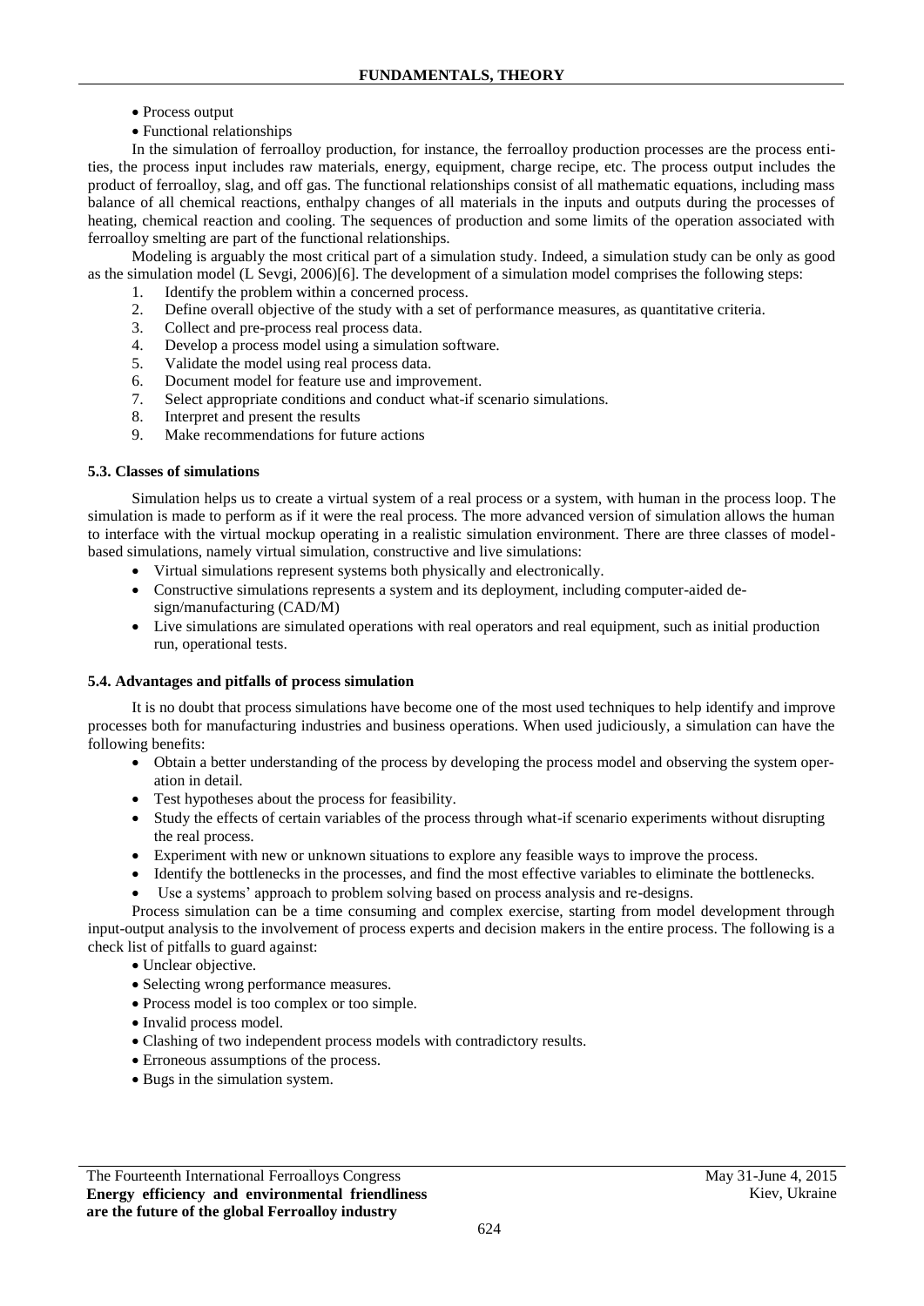- Process output
- Functional relationships

In the simulation of ferroalloy production, for instance, the ferroalloy production processes are the process entities, the process input includes raw materials, energy, equipment, charge recipe, etc. The process output includes the product of ferroalloy, slag, and off gas. The functional relationships consist of all mathematic equations, including mass balance of all chemical reactions, enthalpy changes of all materials in the inputs and outputs during the processes of heating, chemical reaction and cooling. The sequences of production and some limits of the operation associated with ferroalloy smelting are part of the functional relationships.

Modeling is arguably the most critical part of a simulation study. Indeed, a simulation study can be only as good as the simulation model (L Sevgi, 2006)[6]. The development of a simulation model comprises the following steps:

1. Identify the problem within a concerned process.
2. Define overall objective of the study with a set of performance measures, as quantitative criteria.
3. Collect and pre-process real process data.
4. Develop a process model using a simulation software.
5. Validate the model using real process data.
6. Document model for feature use and improvement.
7. Select appropriate conditions and conduct what-if scenario simulations.
8. Interpret and present the results
9. Make recommendations for future actions

### 5.3. Classes of simulations

Simulation helps us to create a virtual system of a real process or a system, with human in the process loop. The simulation is made to perform as if it were the real process. The more advanced version of simulation allows the human to interface with the virtual mockup operating in a realistic simulation environment. There are three classes of model-based simulations, namely virtual simulation, constructive and live simulations:

- Virtual simulations represent systems both physically and electronically.
- Constructive simulations represents a system and its deployment, including computer-aided design/manufacturing (CAD/M)
- Live simulations are simulated operations with real operators and real equipment, such as initial production run, operational tests.

### 5.4. Advantages and pitfalls of process simulation

It is no doubt that process simulations have become one of the most used techniques to help identify and improve processes both for manufacturing industries and business operations. When used judiciously, a simulation can have the following benefits:

- Obtain a better understanding of the process by developing the process model and observing the system operation in detail.
- Test hypotheses about the process for feasibility.
- Study the effects of certain variables of the process through what-if scenario experiments without disrupting the real process.
- Experiment with new or unknown situations to explore any feasible ways to improve the process.
- Identify the bottlenecks in the processes, and find the most effective variables to eliminate the bottlenecks.
- Use a systems' approach to problem solving based on process analysis and re-designs.

Process simulation can be a time consuming and complex exercise, starting from model development through input-output analysis to the involvement of process experts and decision makers in the entire process. The following is a check list of pitfalls to guard against:

- Unclear objective.
- Selecting wrong performance measures.
- Process model is too complex or too simple.
- Invalid process model.
- Clashing of two independent process models with contradictory results.
- Erroneous assumptions of the process.
- Bugs in the simulation system.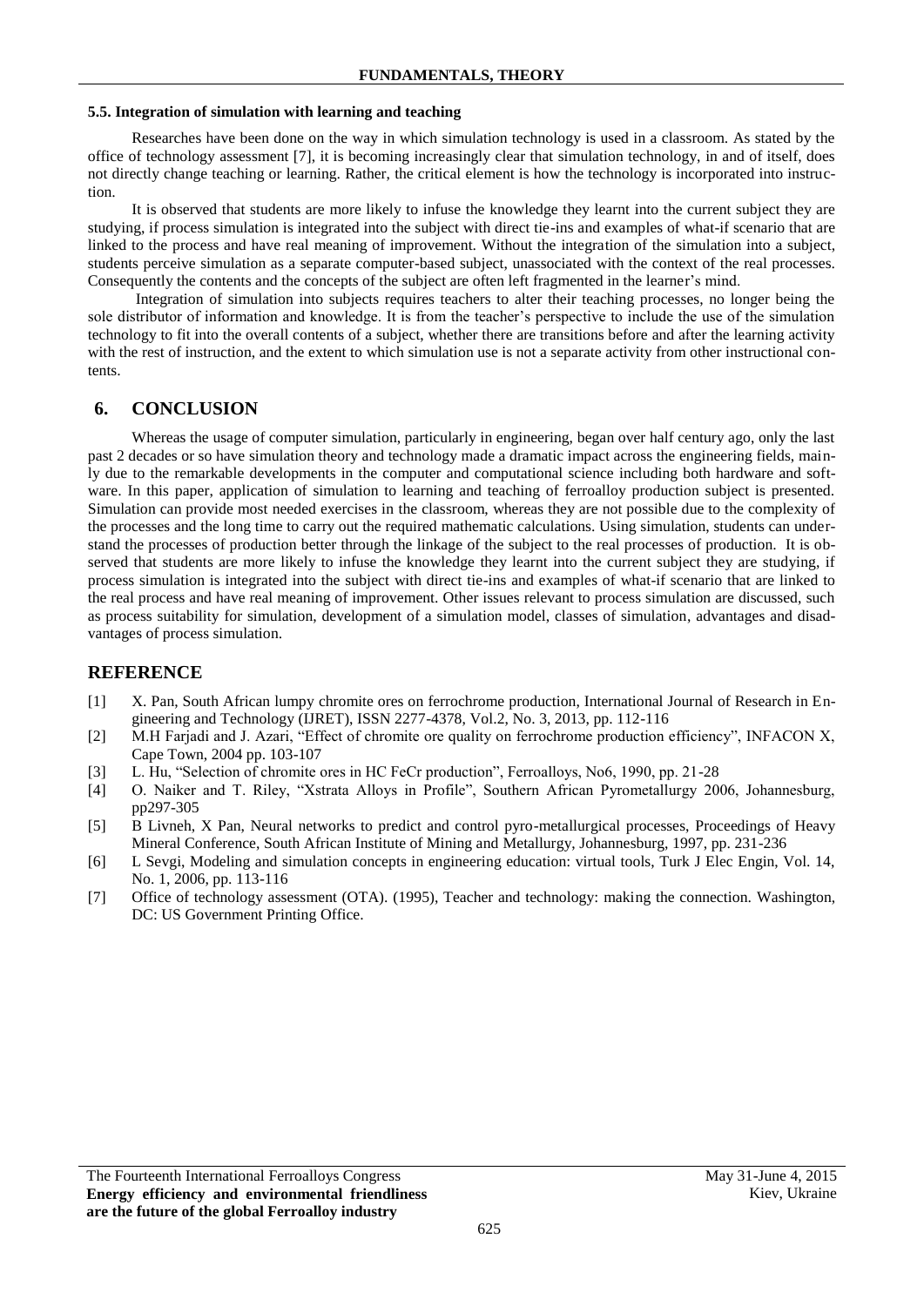### 5.5. Integration of simulation with learning and teaching

Researches have been done on the way in which simulation technology is used in a classroom. As stated by the office of technology assessment [7], it is becoming increasingly clear that simulation technology, in and of itself, does not directly change teaching or learning. Rather, the critical element is how the technology is incorporated into instruction.

It is observed that students are more likely to infuse the knowledge they learnt into the current subject they are studying, if process simulation is integrated into the subject with direct tie-ins and examples of what-if scenario that are linked to the process and have real meaning of improvement. Without the integration of the simulation into a subject, students perceive simulation as a separate computer-based subject, unassociated with the context of the real processes. Consequently the contents and the concepts of the subject are often left fragmented in the learner's mind.

Integration of simulation into subjects requires teachers to alter their teaching processes, no longer being the sole distributor of information and knowledge. It is from the teacher's perspective to include the use of the simulation technology to fit into the overall contents of a subject, whether there are transitions before and after the learning activity with the rest of instruction, and the extent to which simulation use is not a separate activity from other instructional contents.

## 6. CONCLUSION

Whereas the usage of computer simulation, particularly in engineering, began over half century ago, only the last past 2 decades or so have simulation theory and technology made a dramatic impact across the engineering fields, mainly due to the remarkable developments in the computer and computational science including both hardware and software. In this paper, application of simulation to learning and teaching of ferroalloy production subject is presented. Simulation can provide most needed exercises in the classroom, whereas they are not possible due to the complexity of the processes and the long time to carry out the required mathematic calculations. Using simulation, students can understand the processes of production better through the linkage of the subject to the real processes of production. It is observed that students are more likely to infuse the knowledge they learnt into the current subject they are studying, if process simulation is integrated into the subject with direct tie-ins and examples of what-if scenario that are linked to the real process and have real meaning of improvement. Other issues relevant to process simulation are discussed, such as process suitability for simulation, development of a simulation model, classes of simulation, advantages and disadvantages of process simulation.

## REFERENCE

[1] X. Pan, South African lumpy chromite ores on ferrochrome production, International Journal of Research in Engineering and Technology (IJRET), ISSN 2277-4378, Vol.2, No. 3, 2013, pp. 112-116

[2] M.H Farjadi and J. Azari, "Effect of chromite ore quality on ferrochrome production efficiency", INFACON X, Cape Town, 2004 pp. 103-107

[3] L. Hu, "Selection of chromite ores in HC FeCr production", Ferroalloys, No6, 1990, pp. 21-28

[4] O. Naiker and T. Riley, "Xstrata Alloys in Profile", Southern African Pyrometallurgy 2006, Johannesburg, pp297-305

[5] B Livneh, X Pan, Neural networks to predict and control pyro-metallurgical processes, Proceedings of Heavy Mineral Conference, South African Institute of Mining and Metallurgy, Johannesburg, 1997, pp. 231-236

[6] L Sevgi, Modeling and simulation concepts in engineering education: virtual tools, Turk J Elec Engin, Vol. 14, No. 1, 2006, pp. 113-116

[7] Office of technology assessment (OTA). (1995), Teacher and technology: making the connection. Washington, DC: US Government Printing Office.